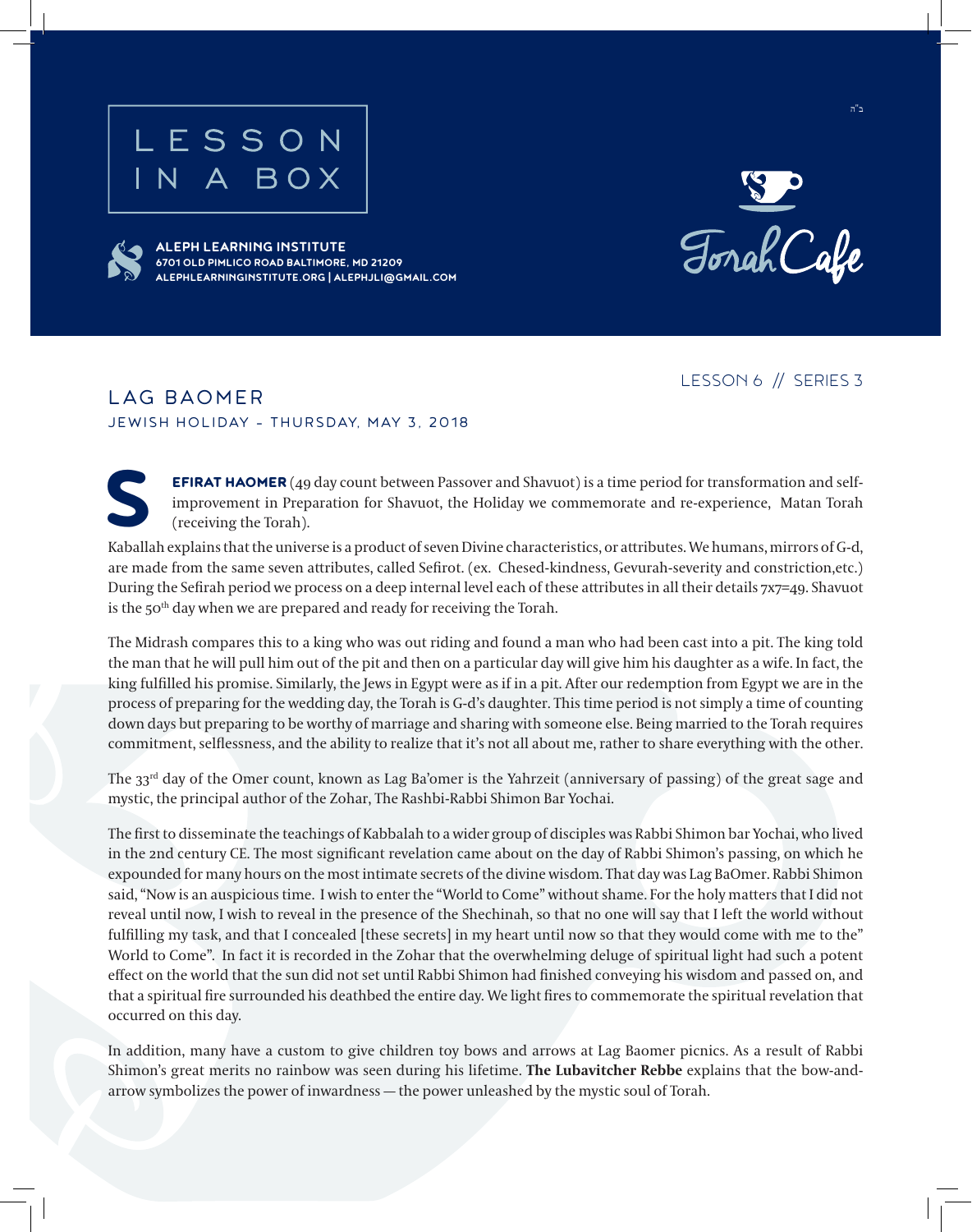בס"ד

# LESSON IN A BOX

**ALEPH LEARNING INSTITUTE**
**6701 OLD PIMLICO ROAD BALTIMORE, MD 21209**
**ALEPHLEARNINGINSTITUTE.ORG | ALEPHJLI@GMAIL.COM**

Torah Cafe

LESSON 6 // SERIES 3

## LAG BAOMER

### JEWISH HOLIDAY - THURSDAY, MAY 3, 2018

**SEFIRAT HAOMER** (49 day count between Passover and Shavuot) is a time period for transformation and self-improvement in Preparation for Shavuot, the Holiday we commemorate and re-experience, Matan Torah (receiving the Torah).

Kaballah explains that the universe is a product of seven Divine characteristics, or attributes. We humans, mirrors of G-d, are made from the same seven attributes, called Sefirot. (ex. Chesed-kindness, Gevurah-severity and constriction,etc.) During the Sefirah period we process on a deep internal level each of these attributes in all their details 7x7=49. Shavuot is the 50th day when we are prepared and ready for receiving the Torah.

The Midrash compares this to a king who was out riding and found a man who had been cast into a pit. The king told the man that he will pull him out of the pit and then on a particular day will give him his daughter as a wife. In fact, the king fulfilled his promise. Similarly, the Jews in Egypt were as if in a pit. After our redemption from Egypt we are in the process of preparing for the wedding day, the Torah is G-d's daughter. This time period is not simply a time of counting down days but preparing to be worthy of marriage and sharing with someone else. Being married to the Torah requires commitment, selflessness, and the ability to realize that it's not all about me, rather to share everything with the other.

The 33rd day of the Omer count, known as Lag Ba'omer is the Yahrzeit (anniversary of passing) of the great sage and mystic, the principal author of the Zohar, The Rashbi-Rabbi Shimon Bar Yochai.

The first to disseminate the teachings of Kabbalah to a wider group of disciples was Rabbi Shimon bar Yochai, who lived in the 2nd century CE. The most significant revelation came about on the day of Rabbi Shimon's passing, on which he expounded for many hours on the most intimate secrets of the divine wisdom. That day was Lag BaOmer. Rabbi Shimon said, "Now is an auspicious time. I wish to enter the "World to Come" without shame. For the holy matters that I did not reveal until now, I wish to reveal in the presence of the Shechinah, so that no one will say that I left the world without fulfilling my task, and that I concealed [these secrets] in my heart until now so that they would come with me to the" World to Come". In fact it is recorded in the Zohar that the overwhelming deluge of spiritual light had such a potent effect on the world that the sun did not set until Rabbi Shimon had finished conveying his wisdom and passed on, and that a spiritual fire surrounded his deathbed the entire day. We light fires to commemorate the spiritual revelation that occurred on this day.

In addition, many have a custom to give children toy bows and arrows at Lag Baomer picnics. As a result of Rabbi Shimon's great merits no rainbow was seen during his lifetime. **The Lubavitcher Rebbe** explains that the bow-and-arrow symbolizes the power of inwardness — the power unleashed by the mystic soul of Torah.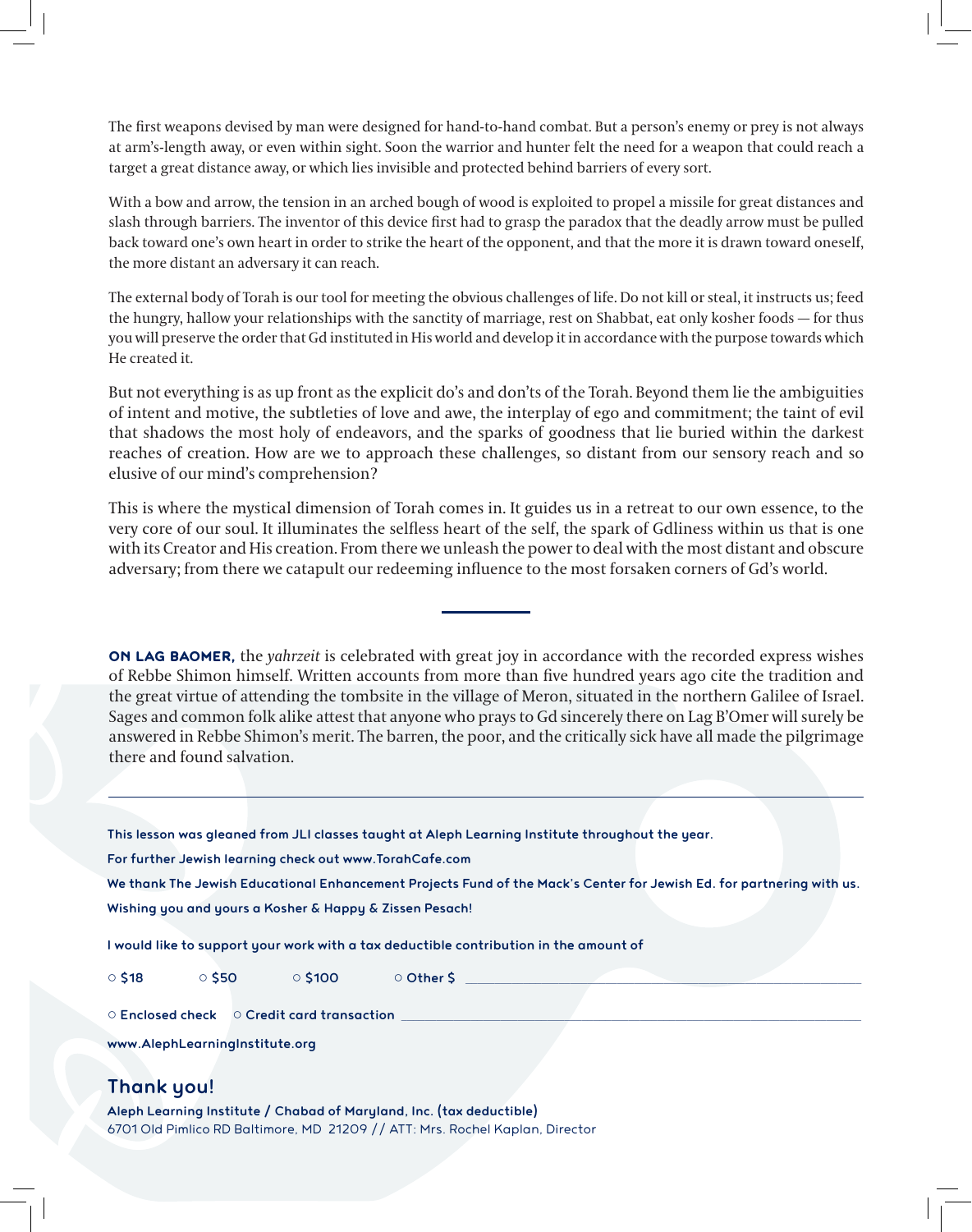The first weapons devised by man were designed for hand-to-hand combat. But a person's enemy or prey is not always at arm's-length away, or even within sight. Soon the warrior and hunter felt the need for a weapon that could reach a target a great distance away, or which lies invisible and protected behind barriers of every sort.

With a bow and arrow, the tension in an arched bough of wood is exploited to propel a missile for great distances and slash through barriers. The inventor of this device first had to grasp the paradox that the deadly arrow must be pulled back toward one's own heart in order to strike the heart of the opponent, and that the more it is drawn toward oneself, the more distant an adversary it can reach.

The external body of Torah is our tool for meeting the obvious challenges of life. Do not kill or steal, it instructs us; feed the hungry, hallow your relationships with the sanctity of marriage, rest on Shabbat, eat only kosher foods — for thus you will preserve the order that Gd instituted in His world and develop it in accordance with the purpose towards which He created it.

But not everything is as up front as the explicit do's and don'ts of the Torah. Beyond them lie the ambiguities of intent and motive, the subtleties of love and awe, the interplay of ego and commitment; the taint of evil that shadows the most holy of endeavors, and the sparks of goodness that lie buried within the darkest reaches of creation. How are we to approach these challenges, so distant from our sensory reach and so elusive of our mind's comprehension?

This is where the mystical dimension of Torah comes in. It guides us in a retreat to our own essence, to the very core of our soul. It illuminates the selfless heart of the self, the spark of Gdliness within us that is one with its Creator and His creation. From there we unleash the power to deal with the most distant and obscure adversary; from there we catapult our redeeming influence to the most forsaken corners of Gd's world.

---

**ON LAG BAOMER,** the *yahrzeit* is celebrated with great joy in accordance with the recorded express wishes of Rebbe Shimon himself. Written accounts from more than five hundred years ago cite the tradition and the great virtue of attending the tombsite in the village of Meron, situated in the northern Galilee of Israel. Sages and common folk alike attest that anyone who prays to Gd sincerely there on Lag B'Omer will surely be answered in Rebbe Shimon's merit. The barren, the poor, and the critically sick have all made the pilgrimage there and found salvation.

---

This lesson was gleaned from JLI classes taught at Aleph Learning Institute throughout the year.

For further Jewish learning check out www.TorahCafe.com

We thank The Jewish Educational Enhancement Projects Fund of the Mack's Center for Jewish Ed. for partnering with us.

Wishing you and yours a Kosher & Happy & Zissen Pesach!

I would like to support your work with a tax deductible contribution in the amount of

○ $18 ○ $50 ○ $100 ○ Other $ ______________________

○ Enclosed check ○ Credit card transaction ______________________

www.AlephLearningInstitute.org

## Thank you!

**Aleph Learning Institute / Chabad of Maryland, Inc. (tax deductible)**

6701 Old Pimlico RD Baltimore, MD 21209 // ATT: Mrs. Rochel Kaplan, Director